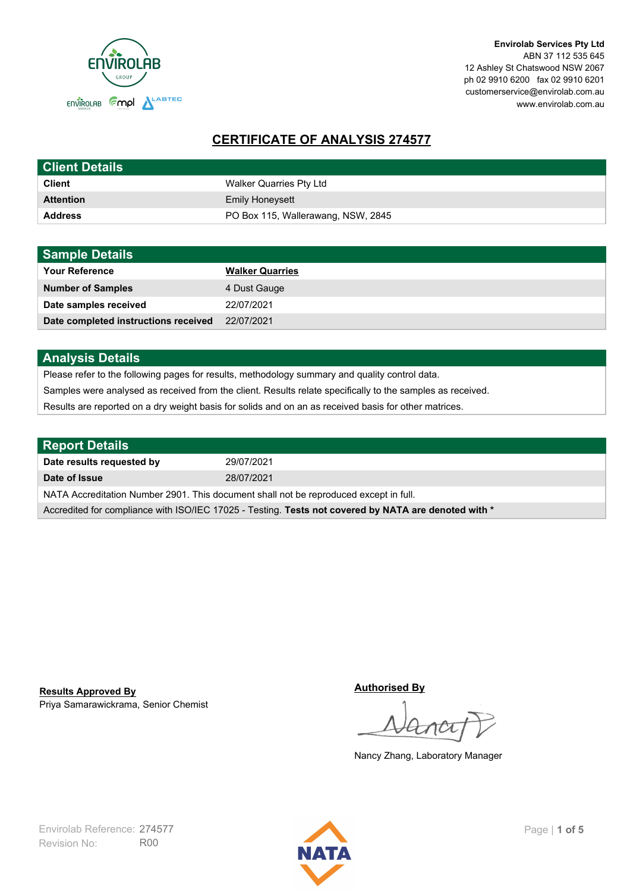**Envirolab Services Pty Ltd**
ABN 37 112 535 645
12 Ashley St Chatswood NSW 2067
ph 02 9910 6200 fax 02 9910 6201
customerservice@envirolab.com.au
www.envirolab.com.au

# CERTIFICATE OF ANALYSIS 274577

| Client Details | |
|---|---|
| **Client** | Walker Quarries Pty Ltd |
| **Attention** | Emily Honeysett |
| **Address** | PO Box 115, Wallerawang, NSW, 2845 |

| Sample Details | |
|---|---|
| **Your Reference** | **Walker Quarries** |
| **Number of Samples** | 4 Dust Gauge |
| **Date samples received** | 22/07/2021 |
| **Date completed instructions received** | 22/07/2021 |

## Analysis Details

Please refer to the following pages for results, methodology summary and quality control data.

Samples were analysed as received from the client. Results relate specifically to the samples as received.

Results are reported on a dry weight basis for solids and on an as received basis for other matrices.

| Report Details | |
|---|---|
| **Date results requested by** | 29/07/2021 |
| **Date of Issue** | 28/07/2021 |

NATA Accreditation Number 2901. This document shall not be reproduced except in full.

Accredited for compliance with ISO/IEC 17025 - Testing. **Tests not covered by NATA are denoted with ***

**Results Approved By**
Priya Samarawickrama, Senior Chemist

**Authorised By**
Nancy Zhang, Laboratory Manager

Envirolab Reference: 274577
Revision No: R00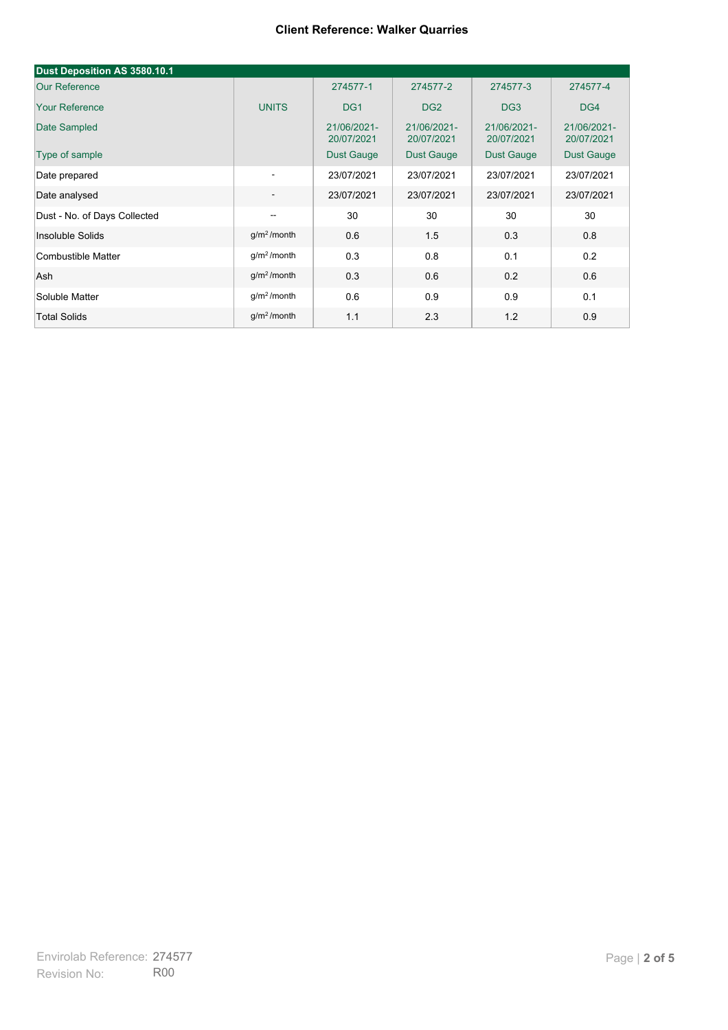**Client Reference: Walker Quarries**

| Dust Deposition AS 3580.10.1 | | | | | |
|---|---|---|---|---|---|
| Our Reference | | 274577-1 | 274577-2 | 274577-3 | 274577-4 |
| Your Reference | UNITS | DG1 | DG2 | DG3 | DG4 |
| Date Sampled | | 21/06/2021-20/07/2021 | 21/06/2021-20/07/2021 | 21/06/2021-20/07/2021 | 21/06/2021-20/07/2021 |
| Type of sample | | Dust Gauge | Dust Gauge | Dust Gauge | Dust Gauge |
| Date prepared | - | 23/07/2021 | 23/07/2021 | 23/07/2021 | 23/07/2021 |
| Date analysed | - | 23/07/2021 | 23/07/2021 | 23/07/2021 | 23/07/2021 |
| Dust - No. of Days Collected | -- | 30 | 30 | 30 | 30 |
| Insoluble Solids | $g/m^2$/month | 0.6 | 1.5 | 0.3 | 0.8 |
| Combustible Matter | $g/m^2$/month | 0.3 | 0.8 | 0.1 | 0.2 |
| Ash | $g/m^2$/month | 0.3 | 0.6 | 0.2 | 0.6 |
| Soluble Matter | $g/m^2$/month | 0.6 | 0.9 | 0.9 | 0.1 |
| Total Solids | $g/m^2$/month | 1.1 | 2.3 | 1.2 | 0.9 |

Envirolab Reference: 274577
Revision No: R00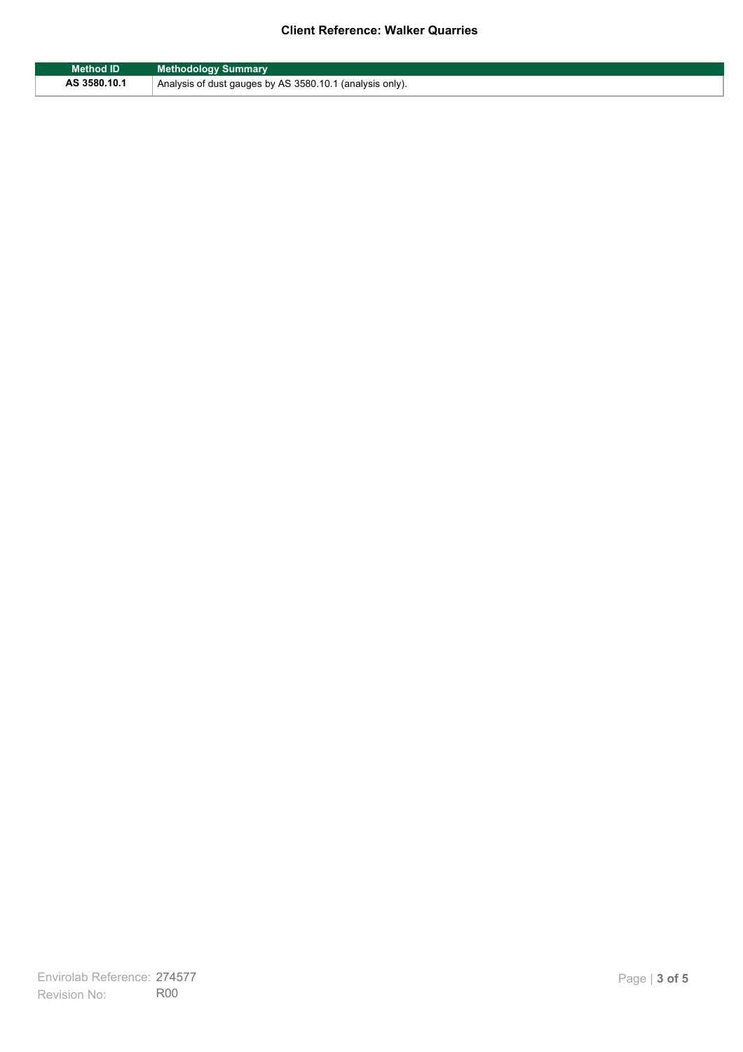| Method ID | Methodology Summary |
|---|---|
| AS 3580.10.1 | Analysis of dust gauges by AS 3580.10.1 (analysis only). |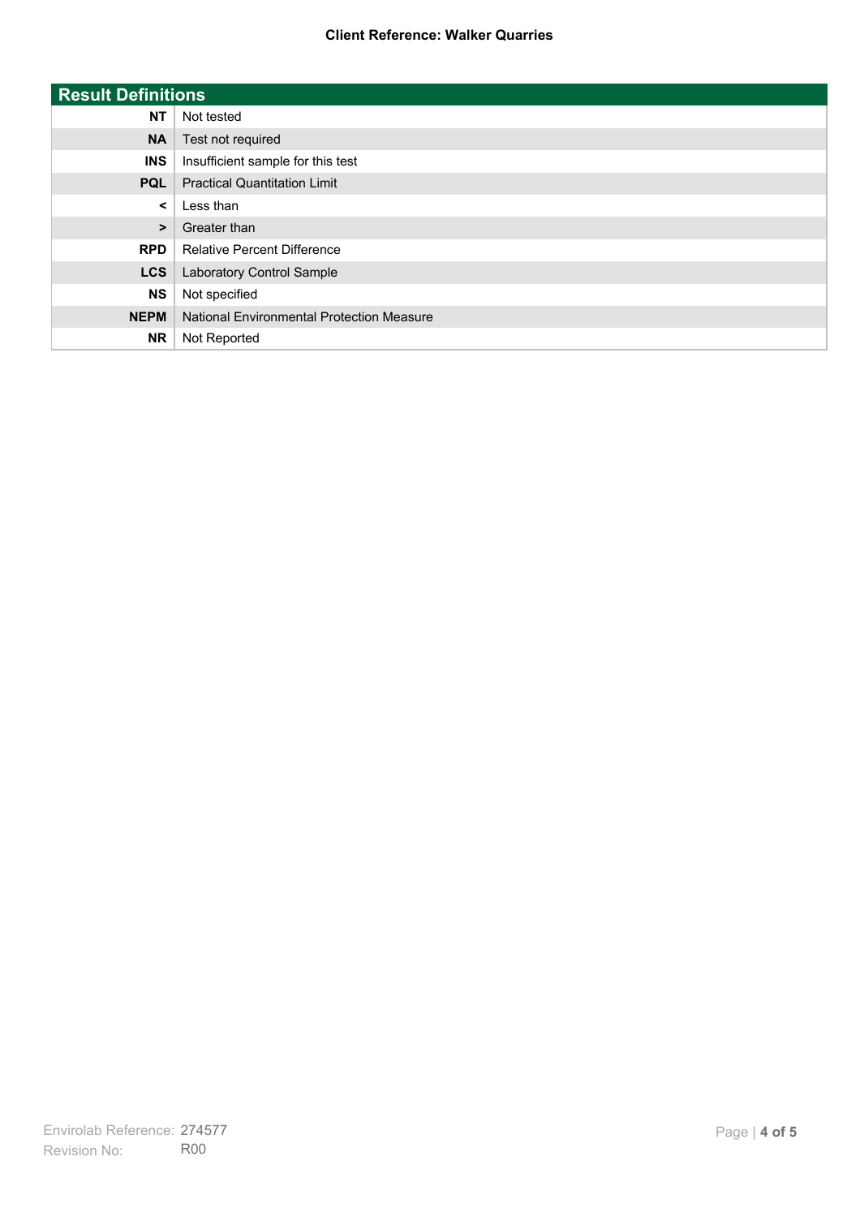**Client Reference: Walker Quarries**

| Result Definitions | |
|---|---|
| **NT** | Not tested |
| **NA** | Test not required |
| **INS** | Insufficient sample for this test |
| **PQL** | Practical Quantitation Limit |
| **<** | Less than |
| **>** | Greater than |
| **RPD** | Relative Percent Difference |
| **LCS** | Laboratory Control Sample |
| **NS** | Not specified |
| **NEPM** | National Environmental Protection Measure |
| **NR** | Not Reported |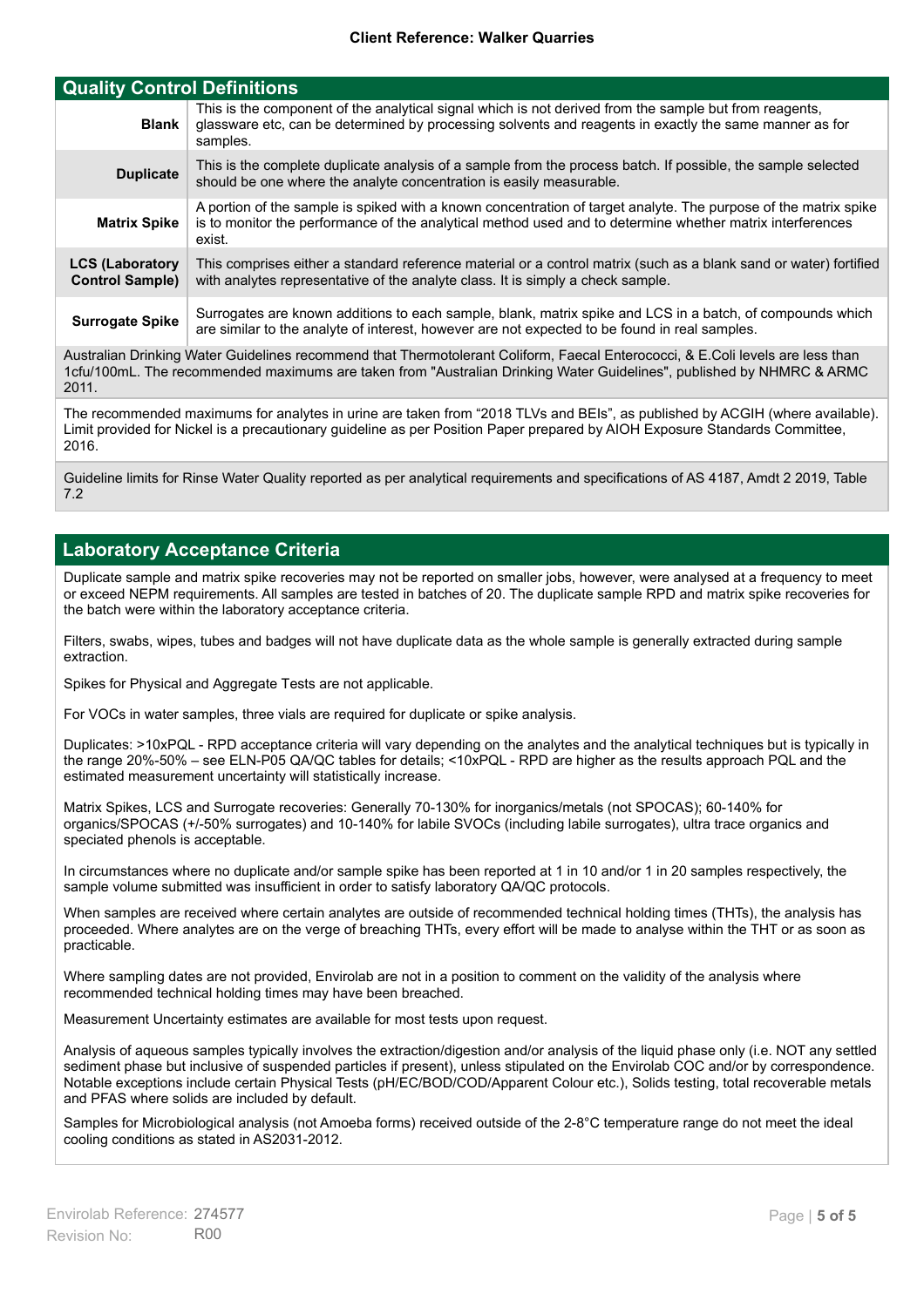## Quality Control Definitions

| | |
|---|---|
| **Blank** | This is the component of the analytical signal which is not derived from the sample but from reagents, glassware etc, can be determined by processing solvents and reagents in exactly the same manner as for samples. |
| **Duplicate** | This is the complete duplicate analysis of a sample from the process batch. If possible, the sample selected should be one where the analyte concentration is easily measurable. |
| **Matrix Spike** | A portion of the sample is spiked with a known concentration of target analyte. The purpose of the matrix spike is to monitor the performance of the analytical method used and to determine whether matrix interferences exist. |
| **LCS (Laboratory Control Sample)** | This comprises either a standard reference material or a control matrix (such as a blank sand or water) fortified with analytes representative of the analyte class. It is simply a check sample. |
| **Surrogate Spike** | Surrogates are known additions to each sample, blank, matrix spike and LCS in a batch, of compounds which are similar to the analyte of interest, however are not expected to be found in real samples. |

Australian Drinking Water Guidelines recommend that Thermotolerant Coliform, Faecal Enterococci, & E.Coli levels are less than 1cfu/100mL. The recommended maximums are taken from "Australian Drinking Water Guidelines", published by NHMRC & ARMC 2011.

The recommended maximums for analytes in urine are taken from “2018 TLVs and BEIs”, as published by ACGIH (where available). Limit provided for Nickel is a precautionary guideline as per Position Paper prepared by AIOH Exposure Standards Committee, 2016.

Guideline limits for Rinse Water Quality reported as per analytical requirements and specifications of AS 4187, Amdt 2 2019, Table 7.2

## Laboratory Acceptance Criteria

Duplicate sample and matrix spike recoveries may not be reported on smaller jobs, however, were analysed at a frequency to meet or exceed NEPM requirements. All samples are tested in batches of 20. The duplicate sample RPD and matrix spike recoveries for the batch were within the laboratory acceptance criteria.

Filters, swabs, wipes, tubes and badges will not have duplicate data as the whole sample is generally extracted during sample extraction.

Spikes for Physical and Aggregate Tests are not applicable.

For VOCs in water samples, three vials are required for duplicate or spike analysis.

Duplicates: >10xPQL - RPD acceptance criteria will vary depending on the analytes and the analytical techniques but is typically in the range 20%-50% – see ELN-P05 QA/QC tables for details; <10xPQL - RPD are higher as the results approach PQL and the estimated measurement uncertainty will statistically increase.

Matrix Spikes, LCS and Surrogate recoveries: Generally 70-130% for inorganics/metals (not SPOCAS); 60-140% for organics/SPOCAS (+/-50% surrogates) and 10-140% for labile SVOCs (including labile surrogates), ultra trace organics and speciated phenols is acceptable.

In circumstances where no duplicate and/or sample spike has been reported at 1 in 10 and/or 1 in 20 samples respectively, the sample volume submitted was insufficient in order to satisfy laboratory QA/QC protocols.

When samples are received where certain analytes are outside of recommended technical holding times (THTs), the analysis has proceeded. Where analytes are on the verge of breaching THTs, every effort will be made to analyse within the THT or as soon as practicable.

Where sampling dates are not provided, Envirolab are not in a position to comment on the validity of the analysis where recommended technical holding times may have been breached.

Measurement Uncertainty estimates are available for most tests upon request.

Analysis of aqueous samples typically involves the extraction/digestion and/or analysis of the liquid phase only (i.e. NOT any settled sediment phase but inclusive of suspended particles if present), unless stipulated on the Envirolab COC and/or by correspondence. Notable exceptions include certain Physical Tests (pH/EC/BOD/COD/Apparent Colour etc.), Solids testing, total recoverable metals and PFAS where solids are included by default.

Samples for Microbiological analysis (not Amoeba forms) received outside of the 2-8°C temperature range do not meet the ideal cooling conditions as stated in AS2031-2012.